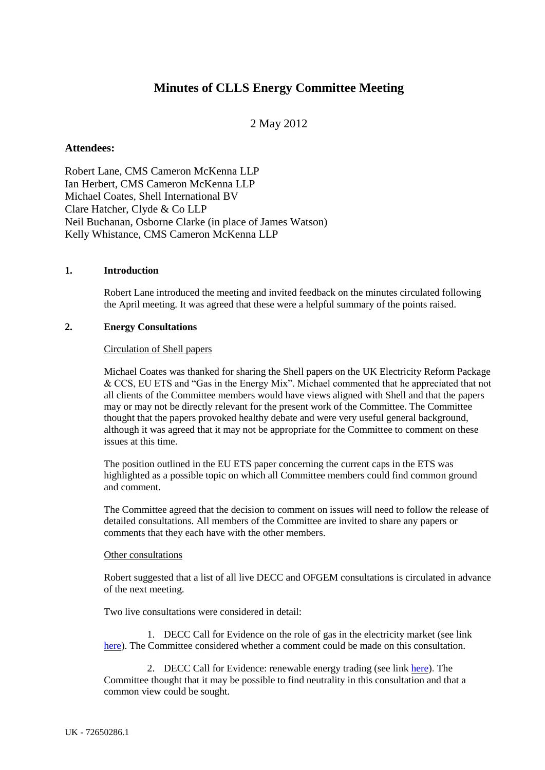# Minutes of CLLS Energy Committee Meeting

2 May 2012

**Attendees:**

Robert Lane, CMS Cameron McKenna LLP
Ian Herbert, CMS Cameron McKenna LLP
Michael Coates, Shell International BV
Clare Hatcher, Clyde & Co LLP
Neil Buchanan, Osborne Clarke (in place of James Watson)
Kelly Whistance, CMS Cameron McKenna LLP

## 1. Introduction

Robert Lane introduced the meeting and invited feedback on the minutes circulated following the April meeting. It was agreed that these were a helpful summary of the points raised.

## 2. Energy Consultations

Circulation of Shell papers

Michael Coates was thanked for sharing the Shell papers on the UK Electricity Reform Package & CCS, EU ETS and "Gas in the Energy Mix". Michael commented that he appreciated that not all clients of the Committee members would have views aligned with Shell and that the papers may or may not be directly relevant for the present work of the Committee. The Committee thought that the papers provoked healthy debate and were very useful general background, although it was agreed that it may not be appropriate for the Committee to comment on these issues at this time.

The position outlined in the EU ETS paper concerning the current caps in the ETS was highlighted as a possible topic on which all Committee members could find common ground and comment.

The Committee agreed that the decision to comment on issues will need to follow the release of detailed consultations. All members of the Committee are invited to share any papers or comments that they each have with the other members.

Other consultations

Robert suggested that a list of all live DECC and OFGEM consultations is circulated in advance of the next meeting.

Two live consultations were considered in detail:

1. DECC Call for Evidence on the role of gas in the electricity market (see link here). The Committee considered whether a comment could be made on this consultation.

2. DECC Call for Evidence: renewable energy trading (see link here). The Committee thought that it may be possible to find neutrality in this consultation and that a common view could be sought.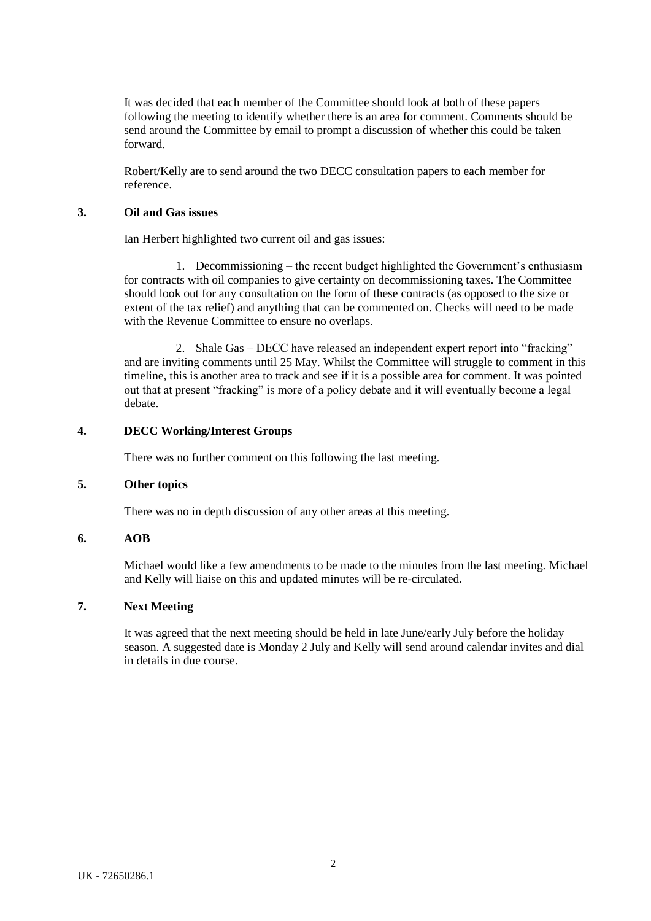It was decided that each member of the Committee should look at both of these papers following the meeting to identify whether there is an area for comment. Comments should be send around the Committee by email to prompt a discussion of whether this could be taken forward.

Robert/Kelly are to send around the two DECC consultation papers to each member for reference.

## 3. Oil and Gas issues

Ian Herbert highlighted two current oil and gas issues:

1. Decommissioning – the recent budget highlighted the Government's enthusiasm for contracts with oil companies to give certainty on decommissioning taxes. The Committee should look out for any consultation on the form of these contracts (as opposed to the size or extent of the tax relief) and anything that can be commented on. Checks will need to be made with the Revenue Committee to ensure no overlaps.

2. Shale Gas – DECC have released an independent expert report into "fracking" and are inviting comments until 25 May. Whilst the Committee will struggle to comment in this timeline, this is another area to track and see if it is a possible area for comment. It was pointed out that at present "fracking" is more of a policy debate and it will eventually become a legal debate.

## 4. DECC Working/Interest Groups

There was no further comment on this following the last meeting.

## 5. Other topics

There was no in depth discussion of any other areas at this meeting.

## 6. AOB

Michael would like a few amendments to be made to the minutes from the last meeting. Michael and Kelly will liaise on this and updated minutes will be re-circulated.

## 7. Next Meeting

It was agreed that the next meeting should be held in late June/early July before the holiday season. A suggested date is Monday 2 July and Kelly will send around calendar invites and dial in details in due course.

UK - 72650286.1